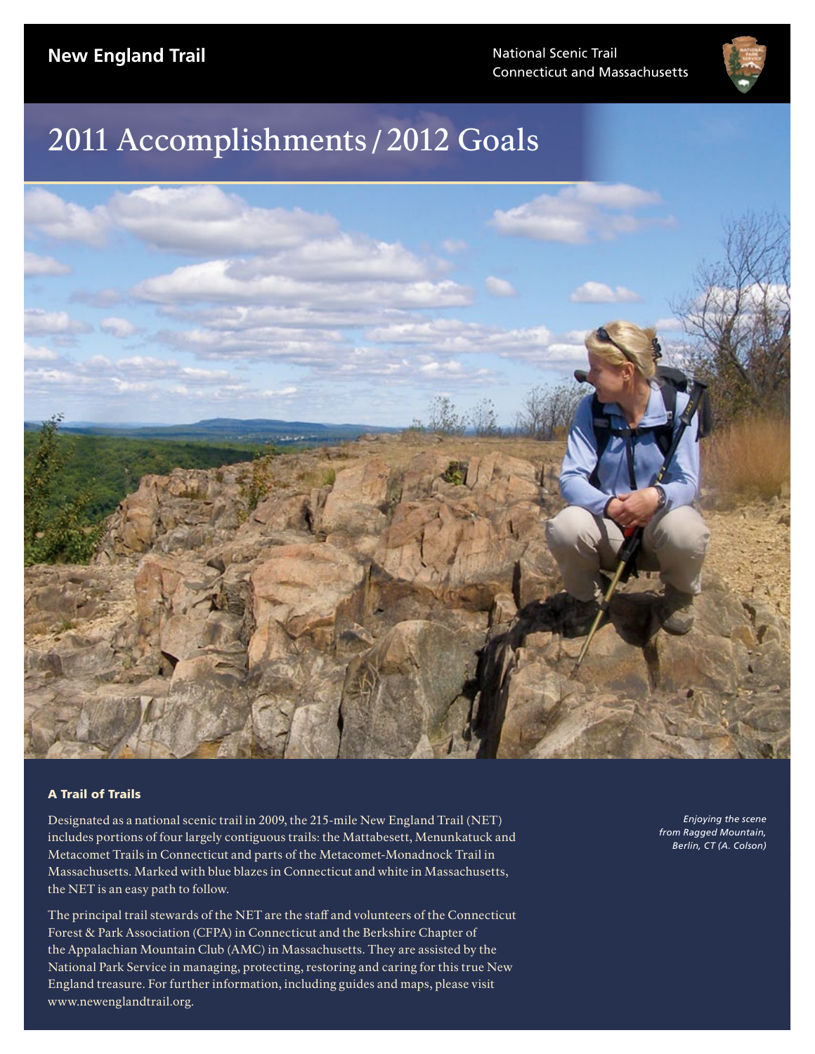**New England Trail**

National Scenic Trail
Connecticut and Massachusetts

# 2011 Accomplishments / 2012 Goals

*Enjoying the scene from Ragged Mountain, Berlin, CT (A. Colson)*

### A Trail of Trails

Designated as a national scenic trail in 2009, the 215-mile New England Trail (NET) includes portions of four largely contiguous trails: the Mattabesett, Menunkatuck and Metacomet Trails in Connecticut and parts of the Metacomet-Monadnock Trail in Massachusetts. Marked with blue blazes in Connecticut and white in Massachusetts, the NET is an easy path to follow.

The principal trail stewards of the NET are the staff and volunteers of the Connecticut Forest & Park Association (CFPA) in Connecticut and the Berkshire Chapter of the Appalachian Mountain Club (AMC) in Massachusetts. They are assisted by the National Park Service in managing, protecting, restoring and caring for this true New England treasure. For further information, including guides and maps, please visit www.newenglandtrail.org.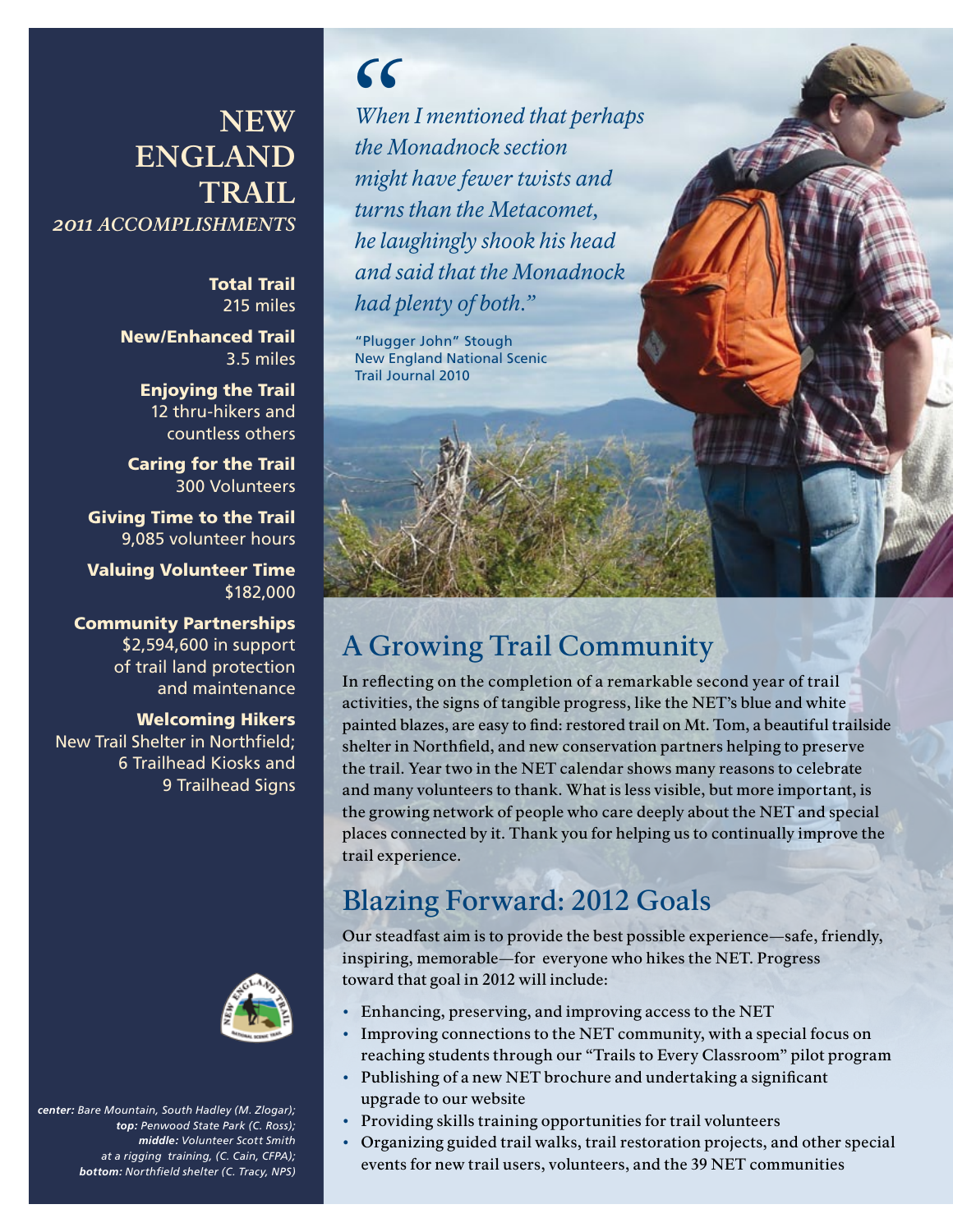# NEW ENGLAND TRAIL

*2011 ACCOMPLISHMENTS*

**Total Trail**
215 miles

**New/Enhanced Trail**
3.5 miles

**Enjoying the Trail**
12 thru-hikers and countless others

**Caring for the Trail**
300 Volunteers

**Giving Time to the Trail**
9,085 volunteer hours

**Valuing Volunteer Time**
$182,000

**Community Partnerships**
$2,594,600 in support of trail land protection and maintenance

**Welcoming Hikers**
New Trail Shelter in Northfield; 6 Trailhead Kiosks and 9 Trailhead Signs

***center:** Bare Mountain, South Hadley (M. Zlogar); **top:** Penwood State Park (C. Ross); **middle:** Volunteer Scott Smith at a rigging training, (C. Cain, CFPA); **bottom:** Northfield shelter (C. Tracy, NPS)*

> *"When I mentioned that perhaps the Monadnock section might have fewer twists and turns than the Metacomet, he laughingly shook his head and said that the Monadnock had plenty of both."*
>
> "Plugger John" Stough
> New England National Scenic Trail Journal 2010

## A Growing Trail Community

In reflecting on the completion of a remarkable second year of trail activities, the signs of tangible progress, like the NET's blue and white painted blazes, are easy to find: restored trail on Mt. Tom, a beautiful trailside shelter in Northfield, and new conservation partners helping to preserve the trail. Year two in the NET calendar shows many reasons to celebrate and many volunteers to thank. What is less visible, but more important, is the growing network of people who care deeply about the NET and special places connected by it. Thank you for helping us to continually improve the trail experience.

## Blazing Forward: 2012 Goals

Our steadfast aim is to provide the best possible experience—safe, friendly, inspiring, memorable—for everyone who hikes the NET. Progress toward that goal in 2012 will include:

- Enhancing, preserving, and improving access to the NET
- Improving connections to the NET community, with a special focus on reaching students through our "Trails to Every Classroom" pilot program
- Publishing of a new NET brochure and undertaking a significant upgrade to our website
- Providing skills training opportunities for trail volunteers
- Organizing guided trail walks, trail restoration projects, and other special events for new trail users, volunteers, and the 39 NET communities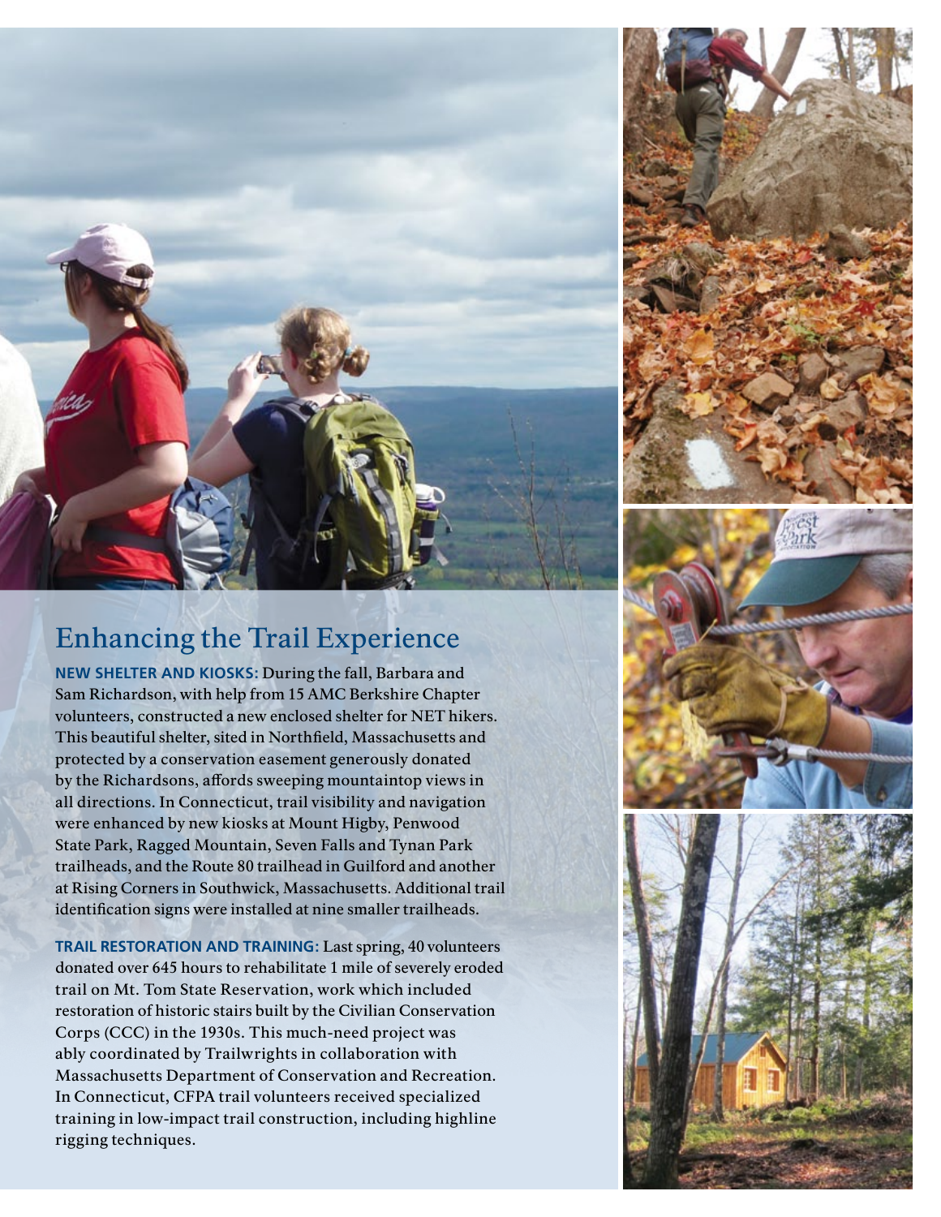## Enhancing the Trail Experience

**NEW SHELTER AND KIOSKS:** During the fall, Barbara and Sam Richardson, with help from 15 AMC Berkshire Chapter volunteers, constructed a new enclosed shelter for NET hikers. This beautiful shelter, sited in Northfield, Massachusetts and protected by a conservation easement generously donated by the Richardsons, affords sweeping mountaintop views in all directions. In Connecticut, trail visibility and navigation were enhanced by new kiosks at Mount Higby, Penwood State Park, Ragged Mountain, Seven Falls and Tynan Park trailheads, and the Route 80 trailhead in Guilford and another at Rising Corners in Southwick, Massachusetts. Additional trail identification signs were installed at nine smaller trailheads.

**TRAIL RESTORATION AND TRAINING:** Last spring, 40 volunteers donated over 645 hours to rehabilitate 1 mile of severely eroded trail on Mt. Tom State Reservation, work which included restoration of historic stairs built by the Civilian Conservation Corps (CCC) in the 1930s. This much-need project was ably coordinated by Trailwrights in collaboration with Massachusetts Department of Conservation and Recreation. In Connecticut, CFPA trail volunteers received specialized training in low-impact trail construction, including highline rigging techniques.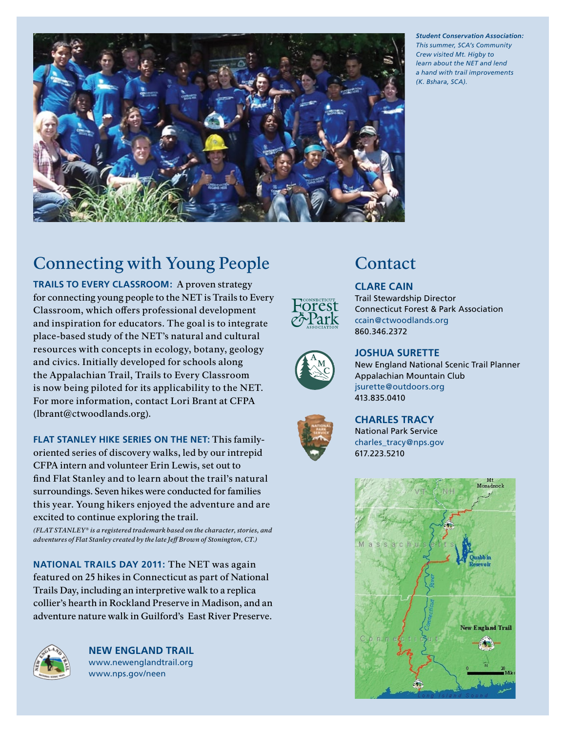*__Student Conservation Association:__* *This summer, SCA's Community Crew visited Mt. Higby to learn about the NET and lend a hand with trail improvements (K. Bshara, SCA).*

## Connecting with Young People

**TRAILS TO EVERY CLASSROOM:** A proven strategy for connecting young people to the NET is Trails to Every Classroom, which offers professional development and inspiration for educators. The goal is to integrate place-based study of the NET's natural and cultural resources with concepts in ecology, botany, geology and civics. Initially developed for schools along the Appalachian Trail, Trails to Every Classroom is now being piloted for its applicability to the NET. For more information, contact Lori Brant at CFPA (lbrant@ctwoodlands.org).

**FLAT STANLEY HIKE SERIES ON THE NET:** This family-oriented series of discovery walks, led by our intrepid CFPA intern and volunteer Erin Lewis, set out to find Flat Stanley and to learn about the trail's natural surroundings. Seven hikes were conducted for families this year. Young hikers enjoyed the adventure and are excited to continue exploring the trail.

*(FLAT STANLEY® is a registered trademark based on the character, stories, and adventures of Flat Stanley created by the late Jeff Brown of Stonington, CT.)*

**NATIONAL TRAILS DAY 2011:** The NET was again featured on 25 hikes in Connecticut as part of National Trails Day, including an interpretive walk to a replica collier's hearth in Rockland Preserve in Madison, and an adventure nature walk in Guilford's East River Preserve.

**NEW ENGLAND TRAIL**
www.newenglandtrail.org
www.nps.gov/neen

## Contact

**CLARE CAIN**
Trail Stewardship Director
Connecticut Forest & Park Association
ccain@ctwoodlands.org
860.346.2372

**JOSHUA SURETTE**
New England National Scenic Trail Planner
Appalachian Mountain Club
jsurette@outdoors.org
413.835.0410

**CHARLES TRACY**
National Park Service
charles_tracy@nps.gov
617.223.5210